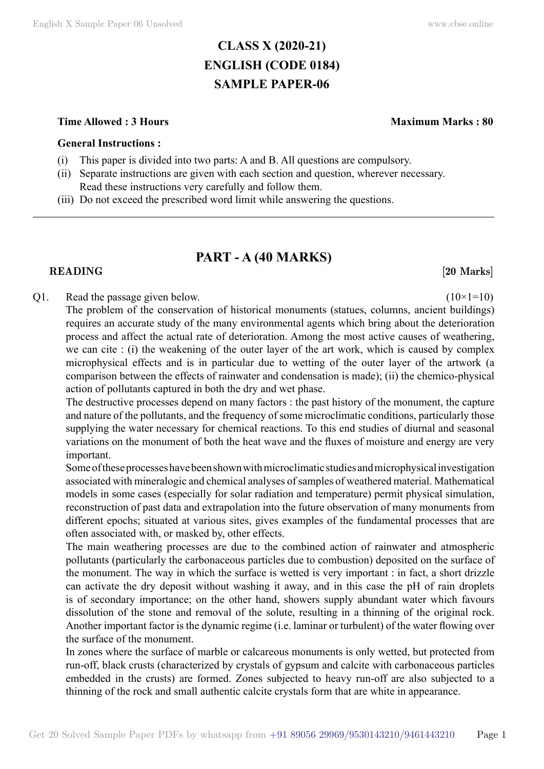# CLASS X (2020-21)
# ENGLISH (CODE 0184)
# SAMPLE PAPER-06

**Time Allowed : 3 Hours** **Maximum Marks : 80**

**General Instructions :**

(i) This paper is divided into two parts: A and B. All questions are compulsory.
(ii) Separate instructions are given with each section and question, wherever necessary. Read these instructions very carefully and follow them.
(iii) Do not exceed the prescribed word limit while answering the questions.

---

## PART - A (40 MARKS)

**READING** **[20 Marks]**

Q1. Read the passage given below. (10×1=10)

The problem of the conservation of historical monuments (statues, columns, ancient buildings) requires an accurate study of the many environmental agents which bring about the deterioration process and affect the actual rate of deterioration. Among the most active causes of weathering, we can cite : (i) the weakening of the outer layer of the art work, which is caused by complex microphysical effects and is in particular due to wetting of the outer layer of the artwork (a comparison between the effects of rainwater and condensation is made); (ii) the chemico-physical action of pollutants captured in both the dry and wet phase.

The destructive processes depend on many factors : the past history of the monument, the capture and nature of the pollutants, and the frequency of some microclimatic conditions, particularly those supplying the water necessary for chemical reactions. To this end studies of diurnal and seasonal variations on the monument of both the heat wave and the fluxes of moisture and energy are very important.

Some of these processes have been shown with microclimatic studies and microphysical investigation associated with mineralogic and chemical analyses of samples of weathered material. Mathematical models in some cases (especially for solar radiation and temperature) permit physical simulation, reconstruction of past data and extrapolation into the future observation of many monuments from different epochs; situated at various sites, gives examples of the fundamental processes that are often associated with, or masked by, other effects.

The main weathering processes are due to the combined action of rainwater and atmospheric pollutants (particularly the carbonaceous particles due to combustion) deposited on the surface of the monument. The way in which the surface is wetted is very important : in fact, a short drizzle can activate the dry deposit without washing it away, and in this case the pH of rain droplets is of secondary importance; on the other hand, showers supply abundant water which favours dissolution of the stone and removal of the solute, resulting in a thinning of the original rock. Another important factor is the dynamic regime (i.e. laminar or turbulent) of the water flowing over the surface of the monument.

In zones where the surface of marble or calcareous monuments is only wetted, but protected from run-off, black crusts (characterized by crystals of gypsum and calcite with carbonaceous particles embedded in the crusts) are formed. Zones subjected to heavy run-off are also subjected to a thinning of the rock and small authentic calcite crystals form that are white in appearance.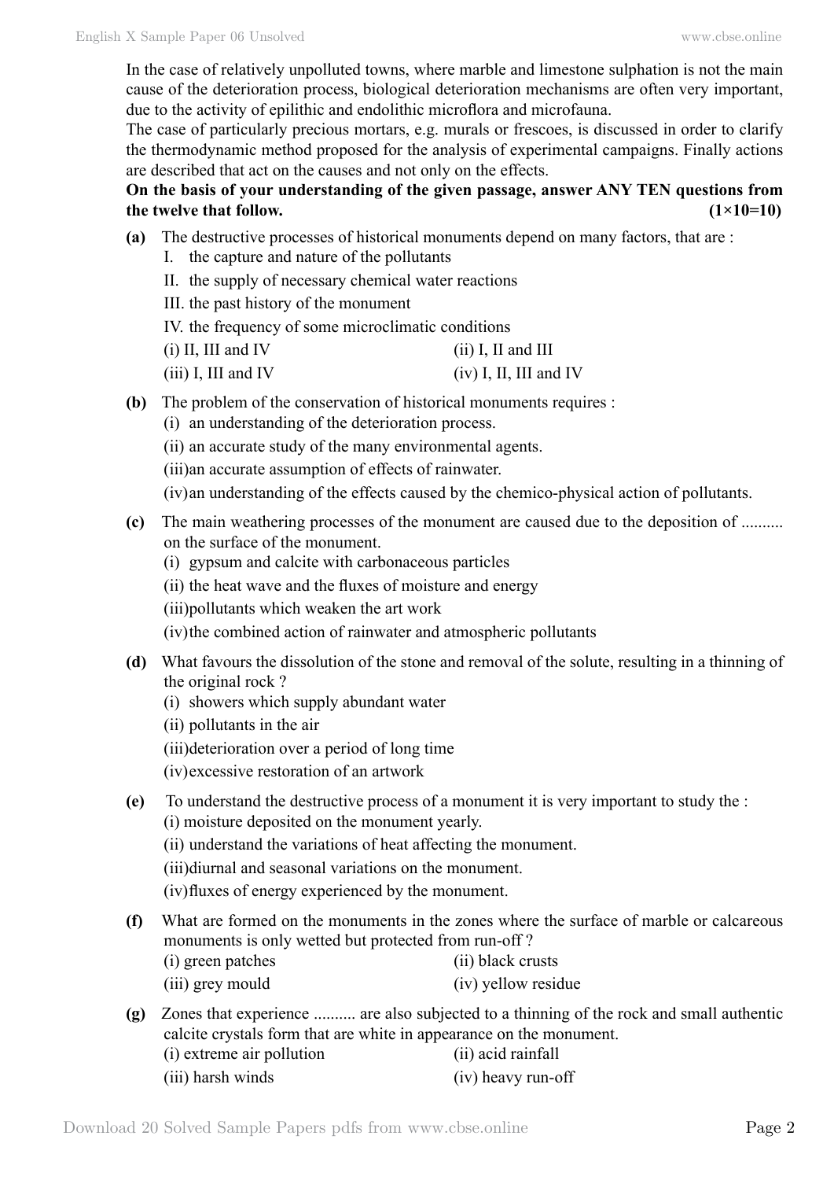In the case of relatively unpolluted towns, where marble and limestone sulphation is not the main cause of the deterioration process, biological deterioration mechanisms are often very important, due to the activity of epilithic and endolithic microflora and microfauna.

The case of particularly precious mortars, e.g. murals or frescoes, is discussed in order to clarify the thermodynamic method proposed for the analysis of experimental campaigns. Finally actions are described that act on the causes and not only on the effects.

**On the basis of your understanding of the given passage, answer ANY TEN questions from the twelve that follow. (1×10=10)**

**(a)** The destructive processes of historical monuments depend on many factors, that are :

I. the capture and nature of the pollutants

II. the supply of necessary chemical water reactions

III. the past history of the monument

IV. the frequency of some microclimatic conditions

(i) II, III and IV (ii) I, II and III

(iii) I, III and IV (iv) I, II, III and IV

**(b)** The problem of the conservation of historical monuments requires :

(i) an understanding of the deterioration process.

(ii) an accurate study of the many environmental agents.

(iii) an accurate assumption of effects of rainwater.

(iv) an understanding of the effects caused by the chemico-physical action of pollutants.

**(c)** The main weathering processes of the monument are caused due to the deposition of .......... on the surface of the monument.

(i) gypsum and calcite with carbonaceous particles

(ii) the heat wave and the fluxes of moisture and energy

(iii) pollutants which weaken the art work

(iv) the combined action of rainwater and atmospheric pollutants

**(d)** What favours the dissolution of the stone and removal of the solute, resulting in a thinning of the original rock ?

(i) showers which supply abundant water

(ii) pollutants in the air

(iii) deterioration over a period of long time

(iv) excessive restoration of an artwork

**(e)** To understand the destructive process of a monument it is very important to study the :

(i) moisture deposited on the monument yearly.

(ii) understand the variations of heat affecting the monument.

(iii) diurnal and seasonal variations on the monument.

(iv) fluxes of energy experienced by the monument.

**(f)** What are formed on the monuments in the zones where the surface of marble or calcareous monuments is only wetted but protected from run-off ?

(i) green patches (ii) black crusts

(iii) grey mould (iv) yellow residue

**(g)** Zones that experience .......... are also subjected to a thinning of the rock and small authentic calcite crystals form that are white in appearance on the monument.

(i) extreme air pollution (ii) acid rainfall

(iii) harsh winds (iv) heavy run-off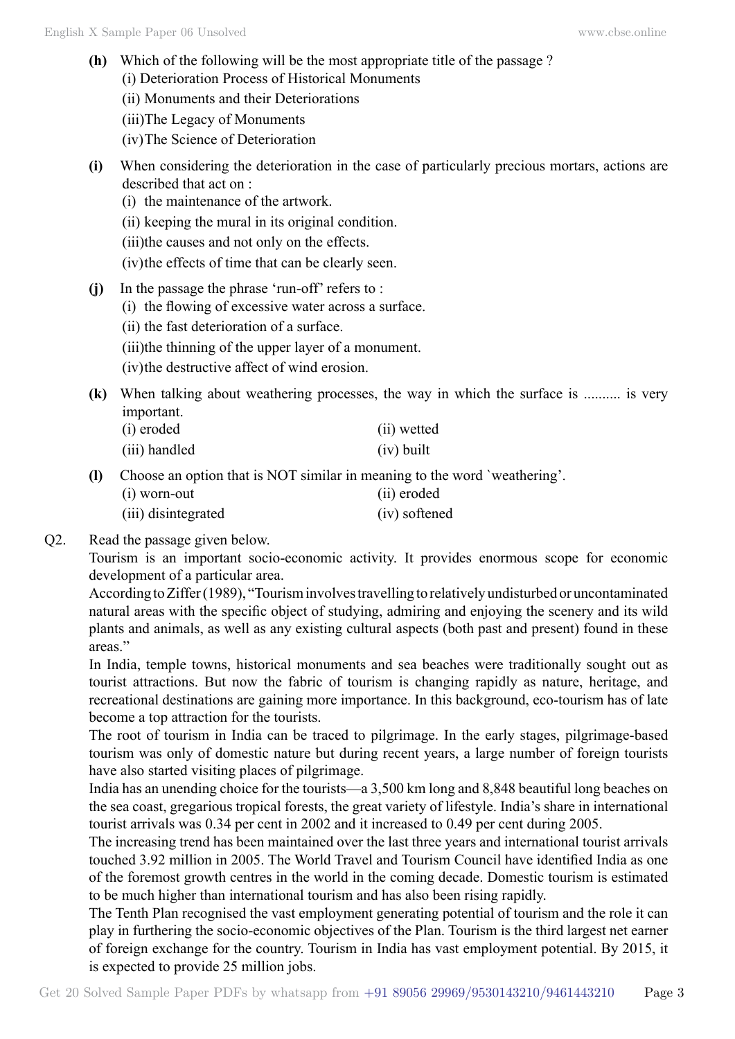**(h)** Which of the following will be the most appropriate title of the passage ?

(i) Deterioration Process of Historical Monuments

(ii) Monuments and their Deteriorations

(iii) The Legacy of Monuments

(iv) The Science of Deterioration

**(i)** When considering the deterioration in the case of particularly precious mortars, actions are described that act on :

(i) the maintenance of the artwork.

(ii) keeping the mural in its original condition.

(iii) the causes and not only on the effects.

(iv) the effects of time that can be clearly seen.

**(j)** In the passage the phrase 'run-off' refers to :

(i) the flowing of excessive water across a surface.

(ii) the fast deterioration of a surface.

(iii) the thinning of the upper layer of a monument.

(iv) the destructive affect of wind erosion.

**(k)** When talking about weathering processes, the way in which the surface is .......... is very important.

(i) eroded　　(ii) wetted

(iii) handled　　(iv) built

**(l)** Choose an option that is NOT similar in meaning to the word `weathering'.

(i) worn-out　　(ii) eroded

(iii) disintegrated　　(iv) softened

Q2. Read the passage given below.

Tourism is an important socio-economic activity. It provides enormous scope for economic development of a particular area.

According to Ziffer (1989), "Tourism involves travelling to relatively undisturbed or uncontaminated natural areas with the specific object of studying, admiring and enjoying the scenery and its wild plants and animals, as well as any existing cultural aspects (both past and present) found in these areas."

In India, temple towns, historical monuments and sea beaches were traditionally sought out as tourist attractions. But now the fabric of tourism is changing rapidly as nature, heritage, and recreational destinations are gaining more importance. In this background, eco-tourism has of late become a top attraction for the tourists.

The root of tourism in India can be traced to pilgrimage. In the early stages, pilgrimage-based tourism was only of domestic nature but during recent years, a large number of foreign tourists have also started visiting places of pilgrimage.

India has an unending choice for the tourists—a 3,500 km long and 8,848 beautiful long beaches on the sea coast, gregarious tropical forests, the great variety of lifestyle. India's share in international tourist arrivals was 0.34 per cent in 2002 and it increased to 0.49 per cent during 2005.

The increasing trend has been maintained over the last three years and international tourist arrivals touched 3.92 million in 2005. The World Travel and Tourism Council have identified India as one of the foremost growth centres in the world in the coming decade. Domestic tourism is estimated to be much higher than international tourism and has also been rising rapidly.

The Tenth Plan recognised the vast employment generating potential of tourism and the role it can play in furthering the socio-economic objectives of the Plan. Tourism is the third largest net earner of foreign exchange for the country. Tourism in India has vast employment potential. By 2015, it is expected to provide 25 million jobs.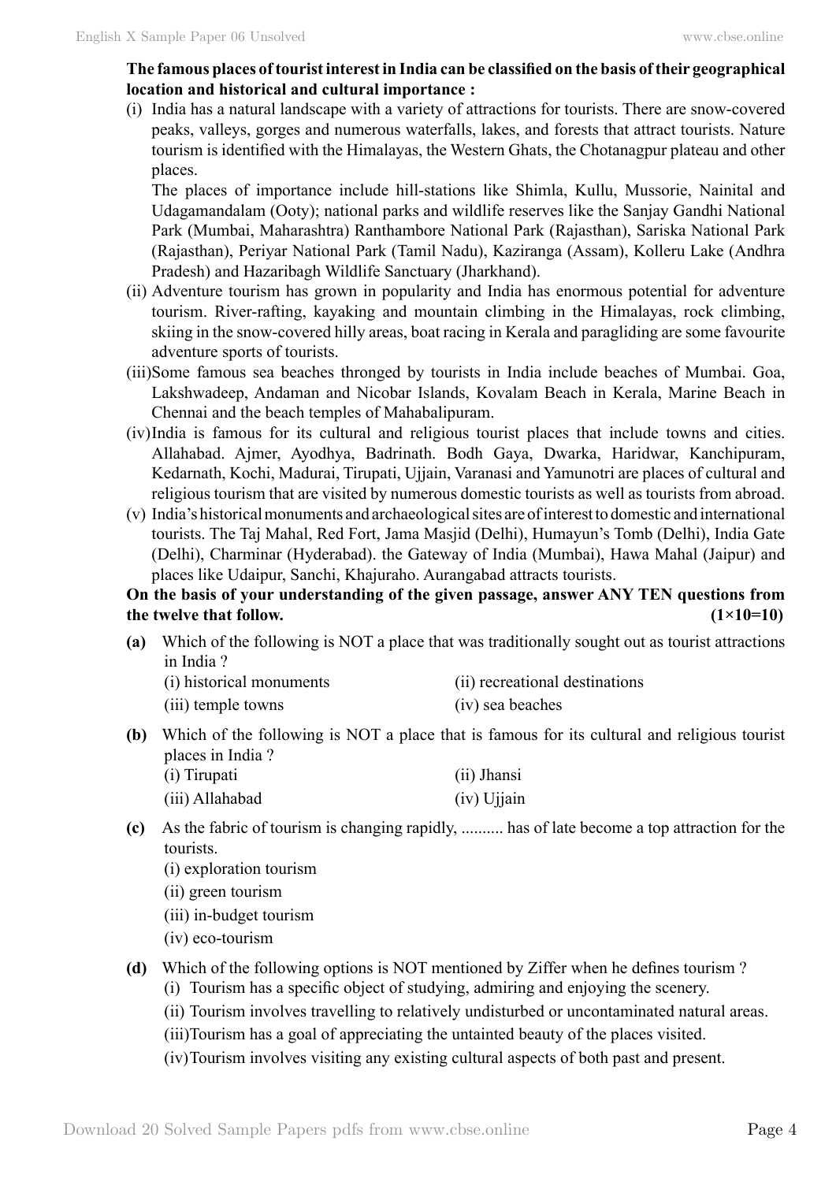**The famous places of tourist interest in India can be classified on the basis of their geographical location and historical and cultural importance :**

(i) India has a natural landscape with a variety of attractions for tourists. There are snow-covered peaks, valleys, gorges and numerous waterfalls, lakes, and forests that attract tourists. Nature tourism is identified with the Himalayas, the Western Ghats, the Chotanagpur plateau and other places.

The places of importance include hill-stations like Shimla, Kullu, Mussorie, Nainital and Udagamandalam (Ooty); national parks and wildlife reserves like the Sanjay Gandhi National Park (Mumbai, Maharashtra) Ranthambore National Park (Rajasthan), Sariska National Park (Rajasthan), Periyar National Park (Tamil Nadu), Kaziranga (Assam), Kolleru Lake (Andhra Pradesh) and Hazaribagh Wildlife Sanctuary (Jharkhand).

(ii) Adventure tourism has grown in popularity and India has enormous potential for adventure tourism. River-rafting, kayaking and mountain climbing in the Himalayas, rock climbing, skiing in the snow-covered hilly areas, boat racing in Kerala and paragliding are some favourite adventure sports of tourists.

(iii) Some famous sea beaches thronged by tourists in India include beaches of Mumbai. Goa, Lakshwadeep, Andaman and Nicobar Islands, Kovalam Beach in Kerala, Marine Beach in Chennai and the beach temples of Mahabalipuram.

(iv) India is famous for its cultural and religious tourist places that include towns and cities. Allahabad. Ajmer, Ayodhya, Badrinath. Bodh Gaya, Dwarka, Haridwar, Kanchipuram, Kedarnath, Kochi, Madurai, Tirupati, Ujjain, Varanasi and Yamunotri are places of cultural and religious tourism that are visited by numerous domestic tourists as well as tourists from abroad.

(v) India's historical monuments and archaeological sites are of interest to domestic and international tourists. The Taj Mahal, Red Fort, Jama Masjid (Delhi), Humayun's Tomb (Delhi), India Gate (Delhi), Charminar (Hyderabad). the Gateway of India (Mumbai), Hawa Mahal (Jaipur) and places like Udaipur, Sanchi, Khajuraho. Aurangabad attracts tourists.

**On the basis of your understanding of the given passage, answer ANY TEN questions from the twelve that follow. (1×10=10)**

**(a)** Which of the following is NOT a place that was traditionally sought out as tourist attractions in India ?

(i) historical monuments
(ii) recreational destinations
(iii) temple towns
(iv) sea beaches

**(b)** Which of the following is NOT a place that is famous for its cultural and religious tourist places in India ?

(i) Tirupati
(ii) Jhansi
(iii) Allahabad
(iv) Ujjain

**(c)** As the fabric of tourism is changing rapidly, .......... has of late become a top attraction for the tourists.

(i) exploration tourism
(ii) green tourism
(iii) in-budget tourism
(iv) eco-tourism

**(d)** Which of the following options is NOT mentioned by Ziffer when he defines tourism ?

(i) Tourism has a specific object of studying, admiring and enjoying the scenery.
(ii) Tourism involves travelling to relatively undisturbed or uncontaminated natural areas.
(iii) Tourism has a goal of appreciating the untainted beauty of the places visited.
(iv) Tourism involves visiting any existing cultural aspects of both past and present.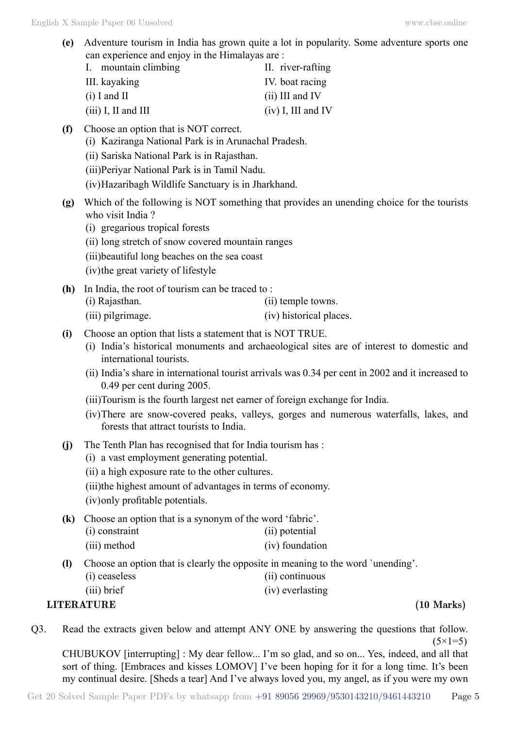**(e)** Adventure tourism in India has grown quite a lot in popularity. Some adventure sports one can experience and enjoy in the Himalayas are :

I. mountain climbing  
II. river-rafting  
III. kayaking  
IV. boat racing

(i) I and II  
(ii) III and IV  
(iii) I, II and III  
(iv) I, III and IV

**(f)** Choose an option that is NOT correct.

(i) Kaziranga National Park is in Arunachal Pradesh.  
(ii) Sariska National Park is in Rajasthan.  
(iii) Periyar National Park is in Tamil Nadu.  
(iv) Hazaribagh Wildlife Sanctuary is in Jharkhand.

**(g)** Which of the following is NOT something that provides an unending choice for the tourists who visit India ?

(i) gregarious tropical forests  
(ii) long stretch of snow covered mountain ranges  
(iii) beautiful long beaches on the sea coast  
(iv) the great variety of lifestyle

**(h)** In India, the root of tourism can be traced to :

(i) Rajasthan.  
(ii) temple towns.  
(iii) pilgrimage.  
(iv) historical places.

**(i)** Choose an option that lists a statement that is NOT TRUE.

(i) India's historical monuments and archaeological sites are of interest to domestic and international tourists.  
(ii) India's share in international tourist arrivals was 0.34 per cent in 2002 and it increased to 0.49 per cent during 2005.  
(iii) Tourism is the fourth largest net earner of foreign exchange for India.  
(iv) There are snow-covered peaks, valleys, gorges and numerous waterfalls, lakes, and forests that attract tourists to India.

**(j)** The Tenth Plan has recognised that for India tourism has :

(i) a vast employment generating potential.  
(ii) a high exposure rate to the other cultures.  
(iii) the highest amount of advantages in terms of economy.  
(iv) only profitable potentials.

**(k)** Choose an option that is a synonym of the word 'fabric'.

(i) constraint  
(ii) potential  
(iii) method  
(iv) foundation

**(l)** Choose an option that is clearly the opposite in meaning to the word `unending'.

(i) ceaseless  
(ii) continuous  
(iii) brief  
(iv) everlasting

## LITERATURE (10 Marks)

Q3. Read the extracts given below and attempt ANY ONE by answering the questions that follow. (5×1=5)

CHUBUKOV [interrupting] : My dear fellow... I'm so glad, and so on... Yes, indeed, and all that sort of thing. [Embraces and kisses LOMOV] I've been hoping for it for a long time. It's been my continual desire. [Sheds a tear] And I've always loved you, my angel, as if you were my own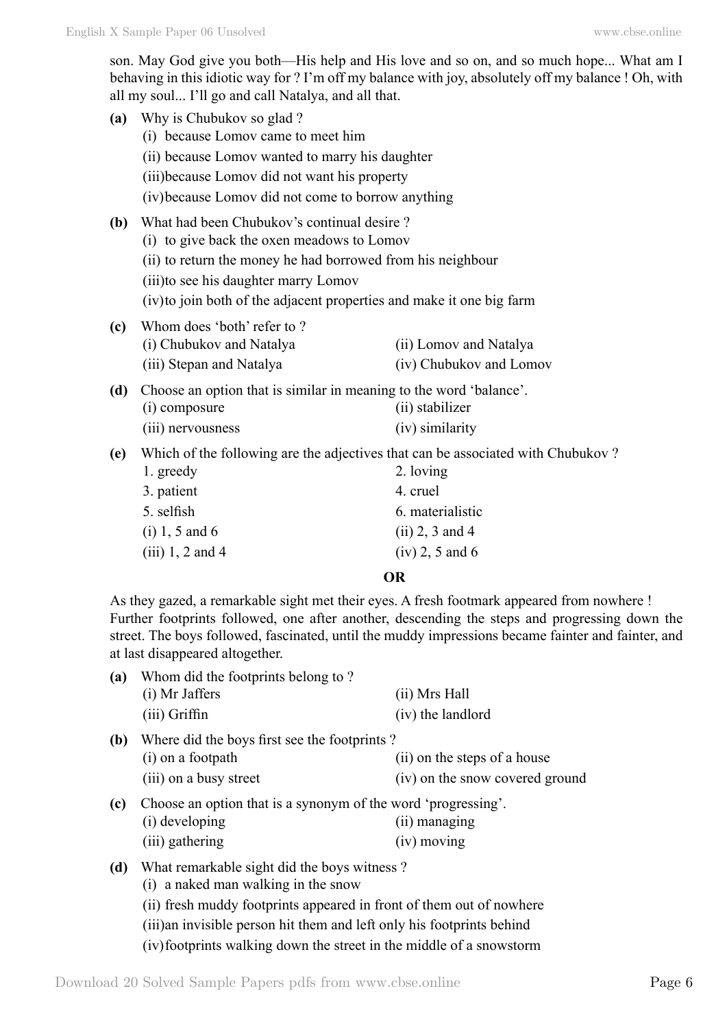son. May God give you both—His help and His love and so on, and so much hope... What am I behaving in this idiotic way for ? I'm off my balance with joy, absolutely off my balance ! Oh, with all my soul... I'll go and call Natalya, and all that.

**(a)** Why is Chubukov so glad ?
(i) because Lomov came to meet him
(ii) because Lomov wanted to marry his daughter
(iii) because Lomov did not want his property
(iv) because Lomov did not come to borrow anything

**(b)** What had been Chubukov's continual desire ?
(i) to give back the oxen meadows to Lomov
(ii) to return the money he had borrowed from his neighbour
(iii) to see his daughter marry Lomov
(iv) to join both of the adjacent properties and make it one big farm

**(c)** Whom does 'both' refer to ?
(i) Chubukov and Natalya
(ii) Lomov and Natalya
(iii) Stepan and Natalya
(iv) Chubukov and Lomov

**(d)** Choose an option that is similar in meaning to the word 'balance'.
(i) composure
(ii) stabilizer
(iii) nervousness
(iv) similarity

**(e)** Which of the following are the adjectives that can be associated with Chubukov ?
1. greedy
2. loving
3. patient
4. cruel
5. selfish
6. materialistic
(i) 1, 5 and 6
(ii) 2, 3 and 4
(iii) 1, 2 and 4
(iv) 2, 5 and 6

**OR**

As they gazed, a remarkable sight met their eyes. A fresh footmark appeared from nowhere ! Further footprints followed, one after another, descending the steps and progressing down the street. The boys followed, fascinated, until the muddy impressions became fainter and fainter, and at last disappeared altogether.

**(a)** Whom did the footprints belong to ?
(i) Mr Jaffers
(ii) Mrs Hall
(iii) Griffin
(iv) the landlord

**(b)** Where did the boys first see the footprints ?
(i) on a footpath
(ii) on the steps of a house
(iii) on a busy street
(iv) on the snow covered ground

**(c)** Choose an option that is a synonym of the word 'progressing'.
(i) developing
(ii) managing
(iii) gathering
(iv) moving

**(d)** What remarkable sight did the boys witness ?
(i) a naked man walking in the snow
(ii) fresh muddy footprints appeared in front of them out of nowhere
(iii) an invisible person hit them and left only his footprints behind
(iv) footprints walking down the street in the middle of a snowstorm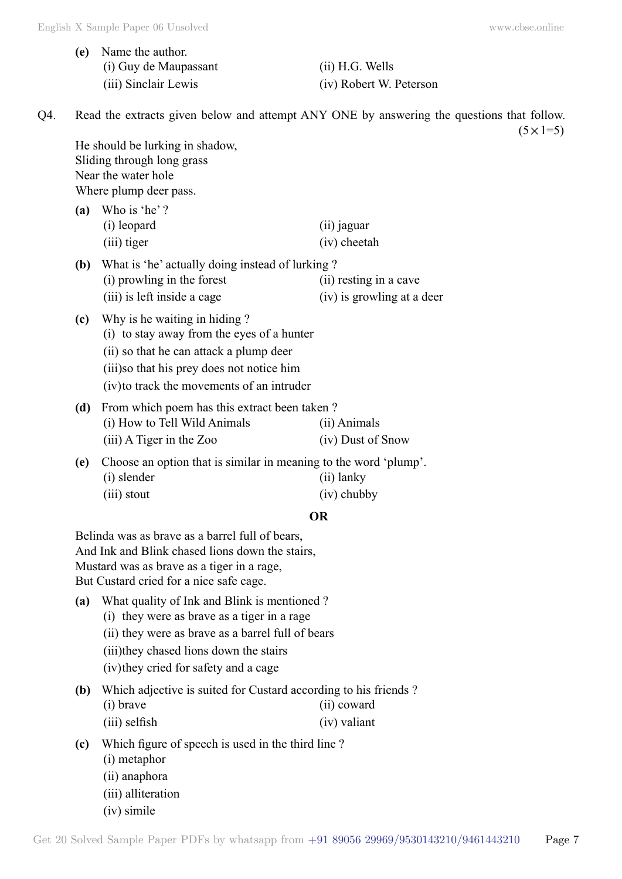**(e)** Name the author.
(i) Guy de Maupassant
(ii) H.G. Wells
(iii) Sinclair Lewis
(iv) Robert W. Peterson

Q4. Read the extracts given below and attempt ANY ONE by answering the questions that follow. $(5 \times 1 = 5)$

He should be lurking in shadow,
Sliding through long grass
Near the water hole
Where plump deer pass.

**(a)** Who is 'he' ?
(i) leopard
(ii) jaguar
(iii) tiger
(iv) cheetah

**(b)** What is 'he' actually doing instead of lurking ?
(i) prowling in the forest
(ii) resting in a cave
(iii) is left inside a cage
(iv) is growling at a deer

**(c)** Why is he waiting in hiding ?
(i) to stay away from the eyes of a hunter
(ii) so that he can attack a plump deer
(iii) so that his prey does not notice him
(iv) to track the movements of an intruder

**(d)** From which poem has this extract been taken ?
(i) How to Tell Wild Animals
(ii) Animals
(iii) A Tiger in the Zoo
(iv) Dust of Snow

**(e)** Choose an option that is similar in meaning to the word 'plump'.
(i) slender
(ii) lanky
(iii) stout
(iv) chubby

**OR**

Belinda was as brave as a barrel full of bears,
And Ink and Blink chased lions down the stairs,
Mustard was as brave as a tiger in a rage,
But Custard cried for a nice safe cage.

**(a)** What quality of Ink and Blink is mentioned ?
(i) they were as brave as a tiger in a rage
(ii) they were as brave as a barrel full of bears
(iii) they chased lions down the stairs
(iv) they cried for safety and a cage

**(b)** Which adjective is suited for Custard according to his friends ?
(i) brave
(ii) coward
(iii) selfish
(iv) valiant

**(c)** Which figure of speech is used in the third line ?
(i) metaphor
(ii) anaphora
(iii) alliteration
(iv) simile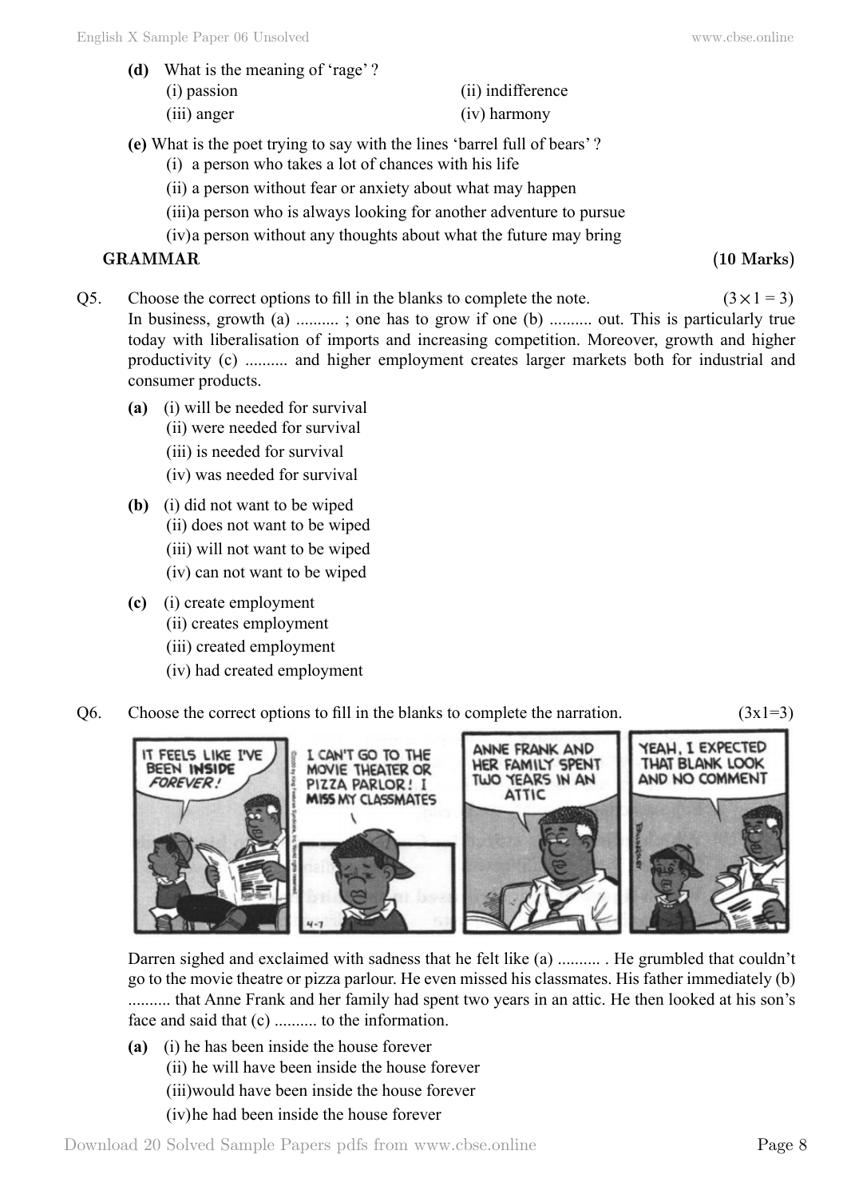**(d)** What is the meaning of 'rage' ?

(i) passion
(ii) indifference
(iii) anger
(iv) harmony

**(e)** What is the poet trying to say with the lines 'barrel full of bears' ?

(i) a person who takes a lot of chances with his life
(ii) a person without fear or anxiety about what may happen
(iii)a person who is always looking for another adventure to pursue
(iv)a person without any thoughts about what the future may bring

## GRAMMAR (10 Marks)

Q5. Choose the correct options to fill in the blanks to complete the note. $(3 \times 1 = 3)$

In business, growth (a) .......... ; one has to grow if one (b) .......... out. This is particularly true today with liberalisation of imports and increasing competition. Moreover, growth and higher productivity (c) .......... and higher employment creates larger markets both for industrial and consumer products.

**(a)** (i) will be needed for survival
(ii) were needed for survival
(iii) is needed for survival
(iv) was needed for survival

**(b)** (i) did not want to be wiped
(ii) does not want to be wiped
(iii) will not want to be wiped
(iv) can not want to be wiped

**(c)** (i) create employment
(ii) creates employment
(iii) created employment
(iv) had created employment

Q6. Choose the correct options to fill in the blanks to complete the narration. (3x1=3)

Darren sighed and exclaimed with sadness that he felt like (a) .......... . He grumbled that couldn't go to the movie theatre or pizza parlour. He even missed his classmates. His father immediately (b) .......... that Anne Frank and her family had spent two years in an attic. He then looked at his son's face and said that (c) .......... to the information.

**(a)** (i) he has been inside the house forever
(ii) he will have been inside the house forever
(iii)would have been inside the house forever
(iv)he had been inside the house forever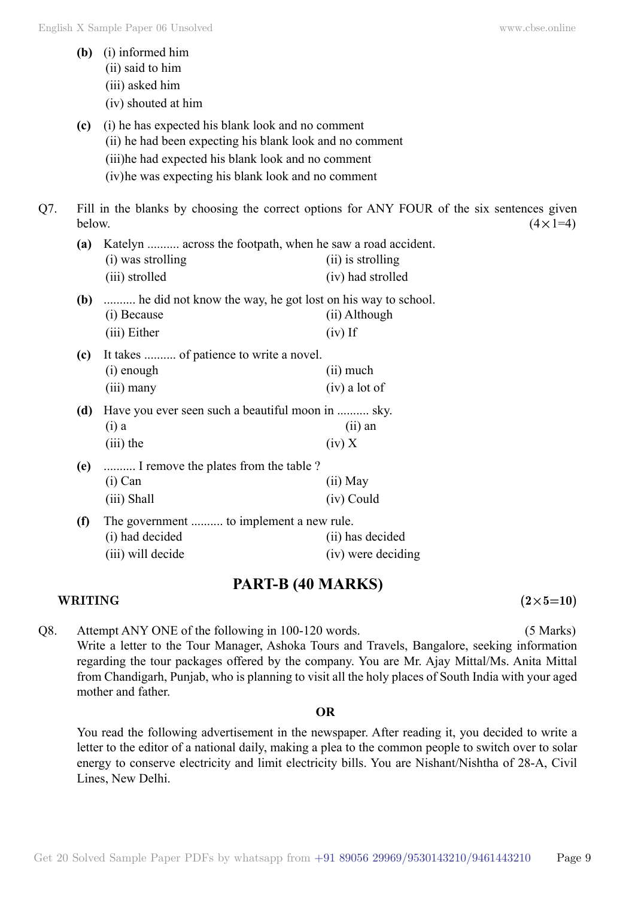**(b)** (i) informed him
(ii) said to him
(iii) asked him
(iv) shouted at him

**(c)** (i) he has expected his blank look and no comment
(ii) he had been expecting his blank look and no comment
(iii)he had expected his blank look and no comment
(iv)he was expecting his blank look and no comment

Q7. Fill in the blanks by choosing the correct options for ANY FOUR of the six sentences given below. $(4\times1=4)$

**(a)** Katelyn .......... across the footpath, when he saw a road accident.
(i) was strolling (ii) is strolling
(iii) strolled (iv) had strolled

**(b)** .......... he did not know the way, he got lost on his way to school.
(i) Because (ii) Although
(iii) Either (iv) If

**(c)** It takes .......... of patience to write a novel.
(i) enough (ii) much
(iii) many (iv) a lot of

**(d)** Have you ever seen such a beautiful moon in .......... sky.
(i) a (ii) an
(iii) the (iv) X

**(e)** .......... I remove the plates from the table ?
(i) Can (ii) May
(iii) Shall (iv) Could

**(f)** The government .......... to implement a new rule.
(i) had decided (ii) has decided
(iii) will decide (iv) were deciding

## PART-B (40 MARKS)

**WRITING** **$(2\times5=10)$**

Q8. Attempt ANY ONE of the following in 100-120 words. (5 Marks)
Write a letter to the Tour Manager, Ashoka Tours and Travels, Bangalore, seeking information regarding the tour packages offered by the company. You are Mr. Ajay Mittal/Ms. Anita Mittal from Chandigarh, Punjab, who is planning to visit all the holy places of South India with your aged mother and father.

**OR**

You read the following advertisement in the newspaper. After reading it, you decided to write a letter to the editor of a national daily, making a plea to the common people to switch over to solar energy to conserve electricity and limit electricity bills. You are Nishant/Nishtha of 28-A, Civil Lines, New Delhi.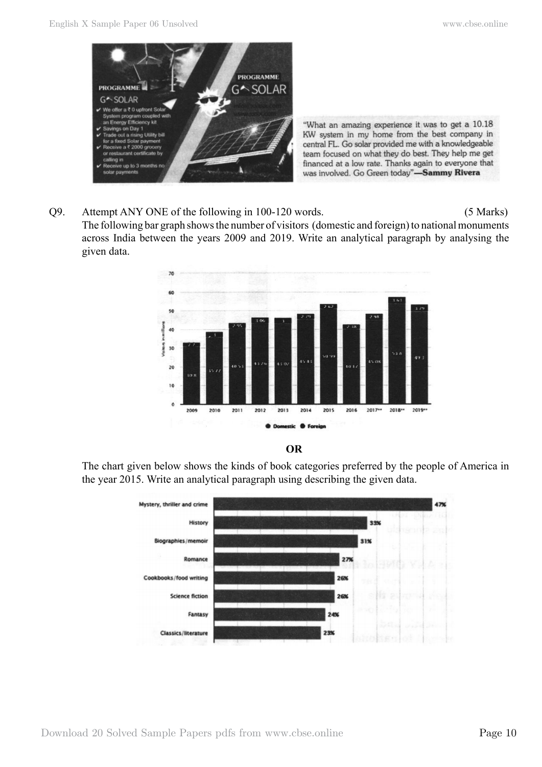PROGRAMME

G SOLAR

- We offer a ₹ 0 upfront Solar System program coupled with an Energy Efficiency kit
- Savings on Day 1
- Trade out a rising Utility bill for a fixed Solar payment
- Receive a ₹ 2000 grocery or restaurant certificate by calling in
- Receive up to 3 months no solar payments

PROGRAMME

G SOLAR

"What an amazing experience it was to get a 10.18 KW system in my home from the best company in central FL. Go solar provided me with a knowledgeable team focused on what they do best. They help me get financed at a low rate. Thanks again to everyone that was involved. Go Green today"—**Sammy Rivera**

Q9. Attempt ANY ONE of the following in 100-120 words. (5 Marks)

The following bar graph shows the number of visitors (domestic and foreign) to national monuments across India between the years 2009 and 2019. Write an analytical paragraph by analysing the given data.

Visitors in millions

| Year | Domestic | Foreign |
|---|---|---|
| 2009 | 30.8 | 2.7 |
| 2010 | 35.77 | 3 |
| 2011 | 40.55 | 2.95 |
| 2012 | 43.76 | 3.06 |
| 2013 | 43.07 | 3 |
| 2014 | 45.41 | 2.79 |
| 2015 | 50.99 | 2.62 |
| 2016 | 40.17 | 2.38 |
| 2017** | 45.08 | 2.98 |
| 2018** | 53.8 | 3.63 |
| 2019** | 49.3 | 3.79 |

● Domestic ● Foreign

**OR**

The chart given below shows the kinds of book categories preferred by the people of America in the year 2015. Write an analytical paragraph using describing the given data.

| Category | Percentage |
|---|---|
| Mystery, thriller and crime | 47% |
| History | 33% |
| Biographies/memoir | 31% |
| Romance | 27% |
| Cookbooks/food writing | 26% |
| Science fiction | 26% |
| Fantasy | 24% |
| Classics/literature | 23% |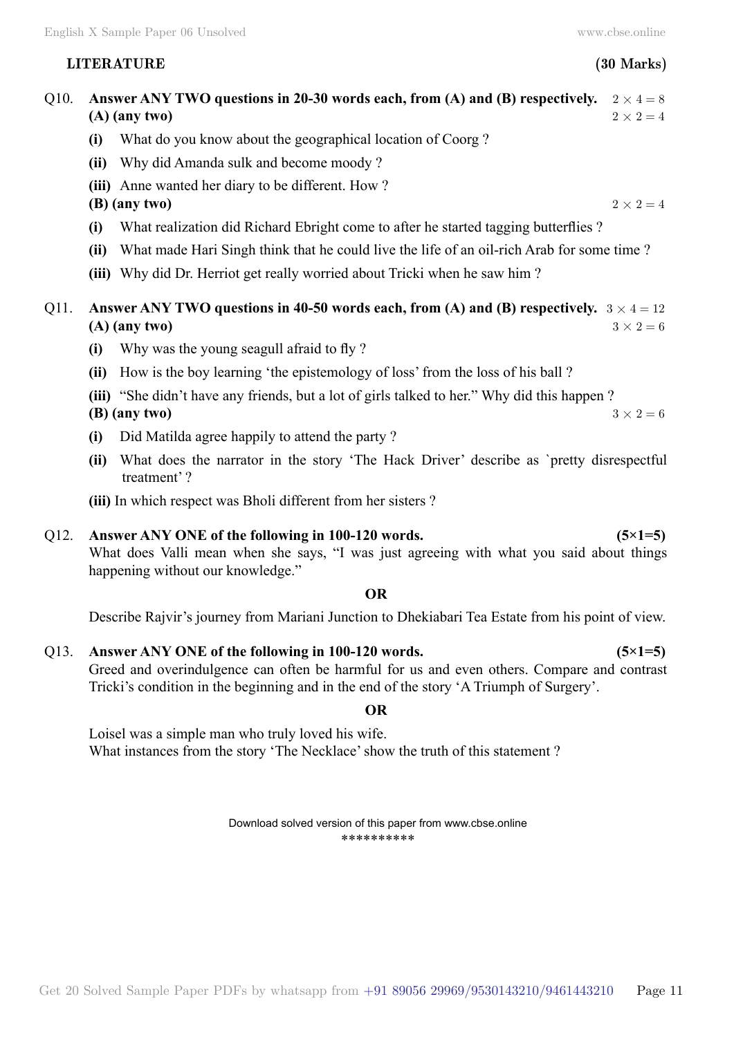## LITERATURE (30 Marks)

**Q10. Answer ANY TWO questions in 20-30 words each, from (A) and (B) respectively.** $2 \times 4 = 8$

**(A) (any two)** $2 \times 2 = 4$

**(i)** What do you know about the geographical location of Coorg ?

**(ii)** Why did Amanda sulk and become moody ?

**(iii)** Anne wanted her diary to be different. How ?

**(B) (any two)** $2 \times 2 = 4$

**(i)** What realization did Richard Ebright come to after he started tagging butterflies ?

**(ii)** What made Hari Singh think that he could live the life of an oil-rich Arab for some time ?

**(iii)** Why did Dr. Herriot get really worried about Tricki when he saw him ?

**Q11. Answer ANY TWO questions in 40-50 words each, from (A) and (B) respectively.** $3 \times 4 = 12$

**(A) (any two)** $3 \times 2 = 6$

**(i)** Why was the young seagull afraid to fly ?

**(ii)** How is the boy learning 'the epistemology of loss' from the loss of his ball ?

**(iii)** "She didn't have any friends, but a lot of girls talked to her." Why did this happen ?

**(B) (any two)** $3 \times 2 = 6$

**(i)** Did Matilda agree happily to attend the party ?

**(ii)** What does the narrator in the story 'The Hack Driver' describe as `pretty disrespectful treatment' ?

**(iii)** In which respect was Bholi different from her sisters ?

**Q12. Answer ANY ONE of the following in 100-120 words. (5×1=5)**

What does Valli mean when she says, "I was just agreeing with what you said about things happening without our knowledge."

**OR**

Describe Rajvir's journey from Mariani Junction to Dhekiabari Tea Estate from his point of view.

**Q13. Answer ANY ONE of the following in 100-120 words. (5×1=5)**

Greed and overindulgence can often be harmful for us and even others. Compare and contrast Tricki's condition in the beginning and in the end of the story 'A Triumph of Surgery'.

**OR**

Loisel was a simple man who truly loved his wife.
What instances from the story 'The Necklace' show the truth of this statement ?

Download solved version of this paper from www.cbse.online

\*\*\*\*\*\*\*\*\*\*